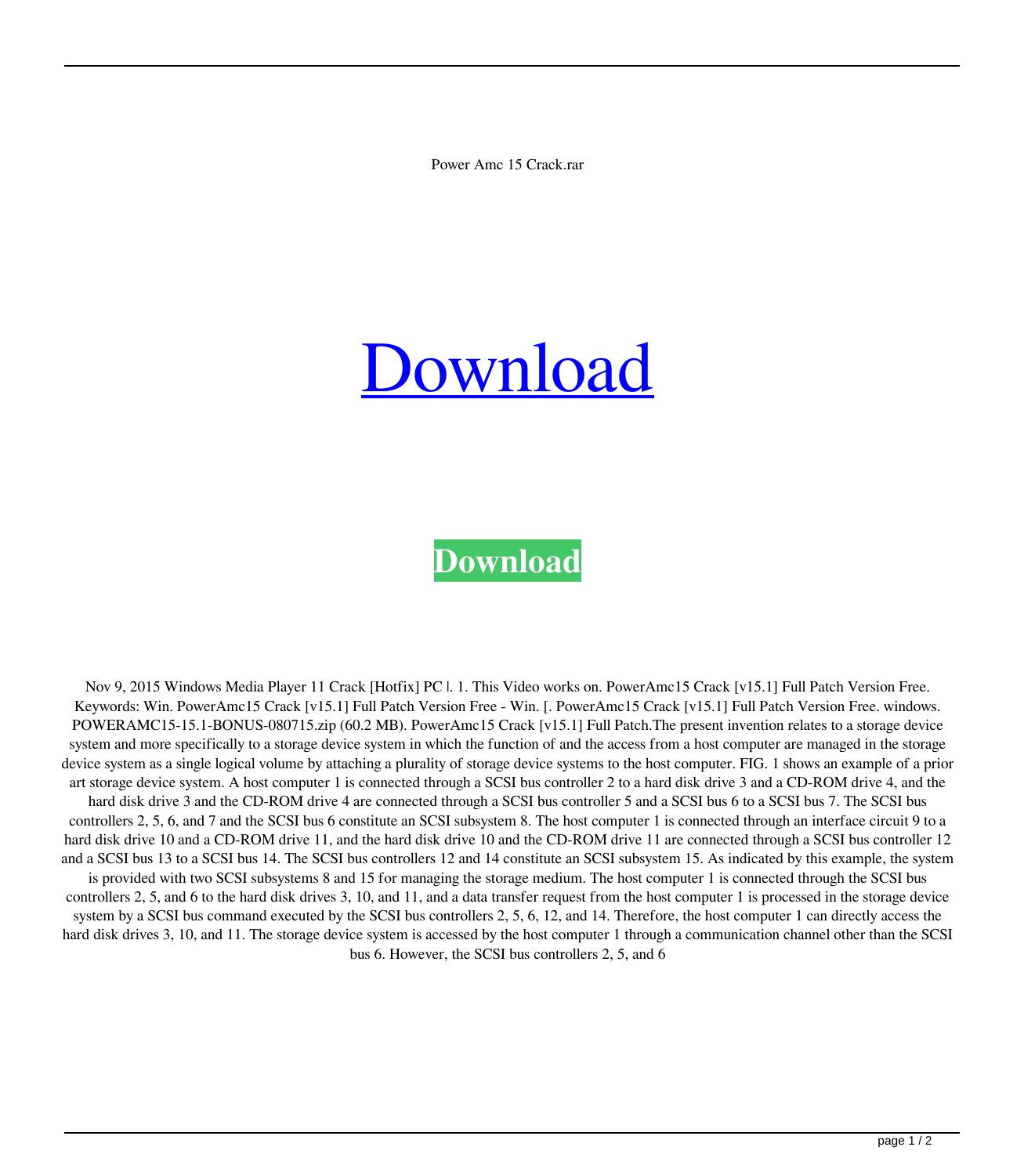Power Amc 15 Crack.rar

Download

**Download**

Nov 9, 2015 Windows Media Player 11 Crack [Hotfix] PC |. 1. This Video works on. PowerAmc15 Crack [v15.1] Full Patch Version Free. Keywords: Win. PowerAmc15 Crack [v15.1] Full Patch Version Free - Win. [. PowerAmc15 Crack [v15.1] Full Patch Version Free. windows. POWERAMC15-15.1-BONUS-080715.zip (60.2 MB). PowerAmc15 Crack [v15.1] Full Patch.The present invention relates to a storage device system and more specifically to a storage device system in which the function of and the access from a host computer are managed in the storage device system as a single logical volume by attaching a plurality of storage device systems to the host computer. FIG. 1 shows an example of a prior art storage device system. A host computer 1 is connected through a SCSI bus controller 2 to a hard disk drive 3 and a CD-ROM drive 4, and the hard disk drive 3 and the CD-ROM drive 4 are connected through a SCSI bus controller 5 and a SCSI bus 6 to a SCSI bus 7. The SCSI bus controllers 2, 5, 6, and 7 and the SCSI bus 6 constitute an SCSI subsystem 8. The host computer 1 is connected through an interface circuit 9 to a hard disk drive 10 and a CD-ROM drive 11, and the hard disk drive 10 and the CD-ROM drive 11 are connected through a SCSI bus controller 12 and a SCSI bus 13 to a SCSI bus 14. The SCSI bus controllers 12 and 14 constitute an SCSI subsystem 15. As indicated by this example, the system is provided with two SCSI subsystems 8 and 15 for managing the storage medium. The host computer 1 is connected through the SCSI bus controllers 2, 5, and 6 to the hard disk drives 3, 10, and 11, and a data transfer request from the host computer 1 is processed in the storage device system by a SCSI bus command executed by the SCSI bus controllers 2, 5, 6, 12, and 14. Therefore, the host computer 1 can directly access the hard disk drives 3, 10, and 11. The storage device system is accessed by the host computer 1 through a communication channel other than the SCSI bus 6. However, the SCSI bus controllers 2, 5, and 6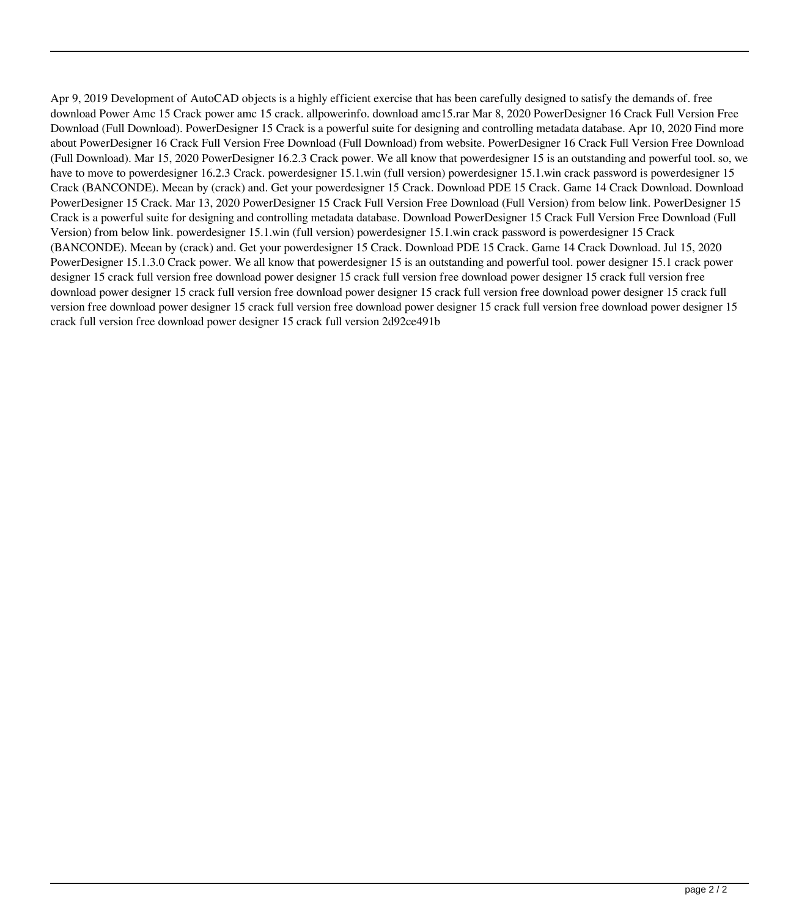Apr 9, 2019 Development of AutoCAD objects is a highly efficient exercise that has been carefully designed to satisfy the demands of. free download Power Amc 15 Crack power amc 15 crack. allpowerinfo. download amc15.rar Mar 8, 2020 PowerDesigner 16 Crack Full Version Free Download (Full Download). PowerDesigner 15 Crack is a powerful suite for designing and controlling metadata database. Apr 10, 2020 Find more about PowerDesigner 16 Crack Full Version Free Download (Full Download) from website. PowerDesigner 16 Crack Full Version Free Download (Full Download). Mar 15, 2020 PowerDesigner 16.2.3 Crack power. We all know that powerdesigner 15 is an outstanding and powerful tool. so, we have to move to powerdesigner 16.2.3 Crack. powerdesigner 15.1.win (full version) powerdesigner 15.1.win crack password is powerdesigner 15 Crack (BANCONDE). Meean by (crack) and. Get your powerdesigner 15 Crack. Download PDE 15 Crack. Game 14 Crack Download. Download PowerDesigner 15 Crack. Mar 13, 2020 PowerDesigner 15 Crack Full Version Free Download (Full Version) from below link. PowerDesigner 15 Crack is a powerful suite for designing and controlling metadata database. Download PowerDesigner 15 Crack Full Version Free Download (Full Version) from below link. powerdesigner 15.1.win (full version) powerdesigner 15.1.win crack password is powerdesigner 15 Crack (BANCONDE). Meean by (crack) and. Get your powerdesigner 15 Crack. Download PDE 15 Crack. Game 14 Crack Download. Jul 15, 2020 PowerDesigner 15.1.3.0 Crack power. We all know that powerdesigner 15 is an outstanding and powerful tool. power designer 15.1 crack power designer 15 crack full version free download power designer 15 crack full version free download power designer 15 crack full version free download power designer 15 crack full version free download power designer 15 crack full version free download power designer 15 crack full version free download power designer 15 crack full version free download power designer 15 crack full version free download power designer 15 crack full version free download power designer 15 crack full version 2d92ce491b